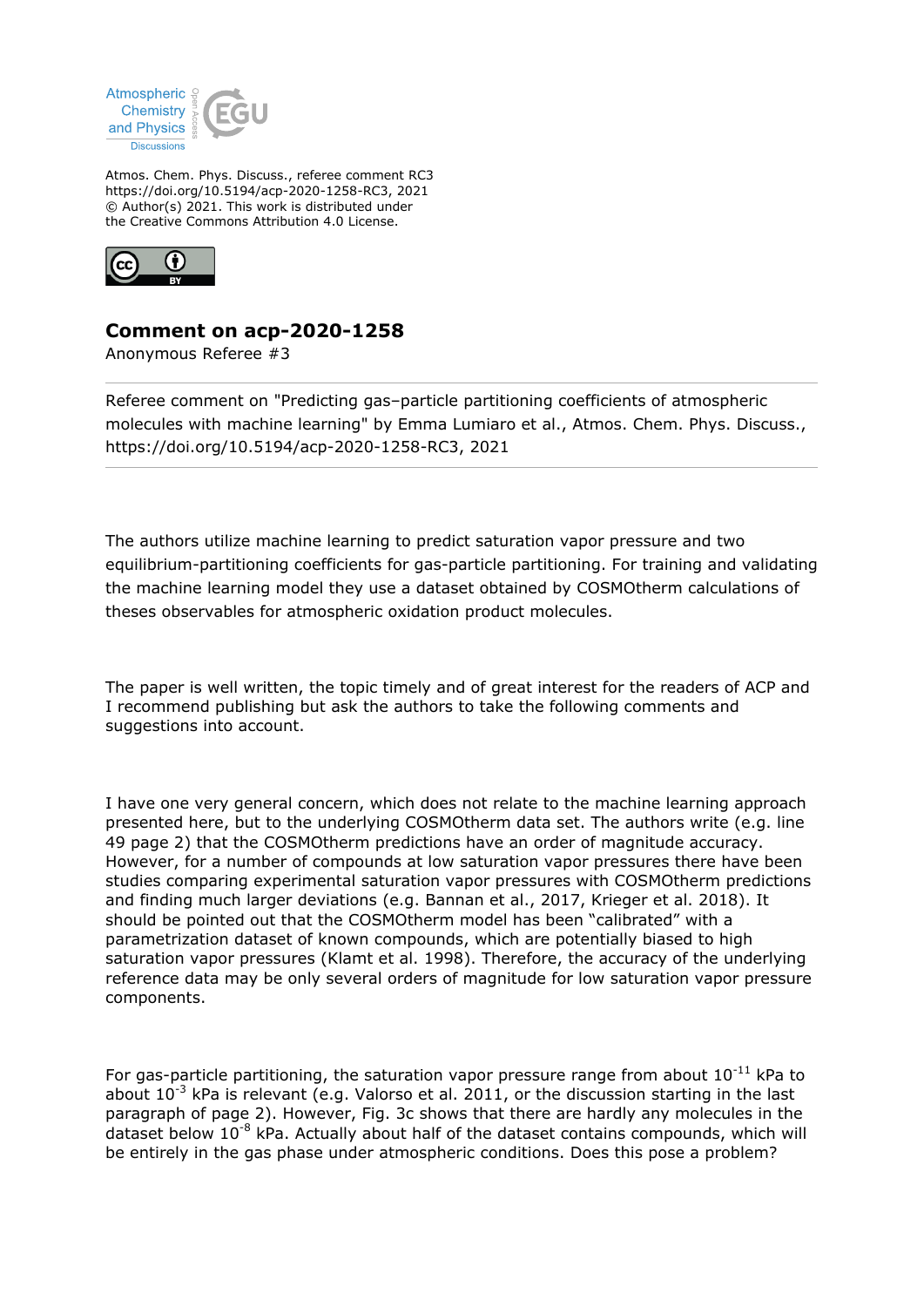Atmos. Chem. Phys. Discuss., referee comment RC3
https://doi.org/10.5194/acp-2020-1258-RC3, 2021
© Author(s) 2021. This work is distributed under
the Creative Commons Attribution 4.0 License.

## Comment on acp-2020-1258

Anonymous Referee #3

Referee comment on "Predicting gas–particle partitioning coefficients of atmospheric molecules with machine learning" by Emma Lumiaro et al., Atmos. Chem. Phys. Discuss., https://doi.org/10.5194/acp-2020-1258-RC3, 2021

The authors utilize machine learning to predict saturation vapor pressure and two equilibrium-partitioning coefficients for gas-particle partitioning. For training and validating the machine learning model they use a dataset obtained by COSMOtherm calculations of theses observables for atmospheric oxidation product molecules.

The paper is well written, the topic timely and of great interest for the readers of ACP and I recommend publishing but ask the authors to take the following comments and suggestions into account.

I have one very general concern, which does not relate to the machine learning approach presented here, but to the underlying COSMOtherm data set. The authors write (e.g. line 49 page 2) that the COSMOtherm predictions have an order of magnitude accuracy. However, for a number of compounds at low saturation vapor pressures there have been studies comparing experimental saturation vapor pressures with COSMOtherm predictions and finding much larger deviations (e.g. Bannan et al., 2017, Krieger et al. 2018). It should be pointed out that the COSMOtherm model has been "calibrated" with a parametrization dataset of known compounds, which are potentially biased to high saturation vapor pressures (Klamt et al. 1998). Therefore, the accuracy of the underlying reference data may be only several orders of magnitude for low saturation vapor pressure components.

For gas-particle partitioning, the saturation vapor pressure range from about $10^{-11}$ kPa to about $10^{-3}$ kPa is relevant (e.g. Valorso et al. 2011, or the discussion starting in the last paragraph of page 2). However, Fig. 3c shows that there are hardly any molecules in the dataset below $10^{-8}$ kPa. Actually about half of the dataset contains compounds, which will be entirely in the gas phase under atmospheric conditions. Does this pose a problem?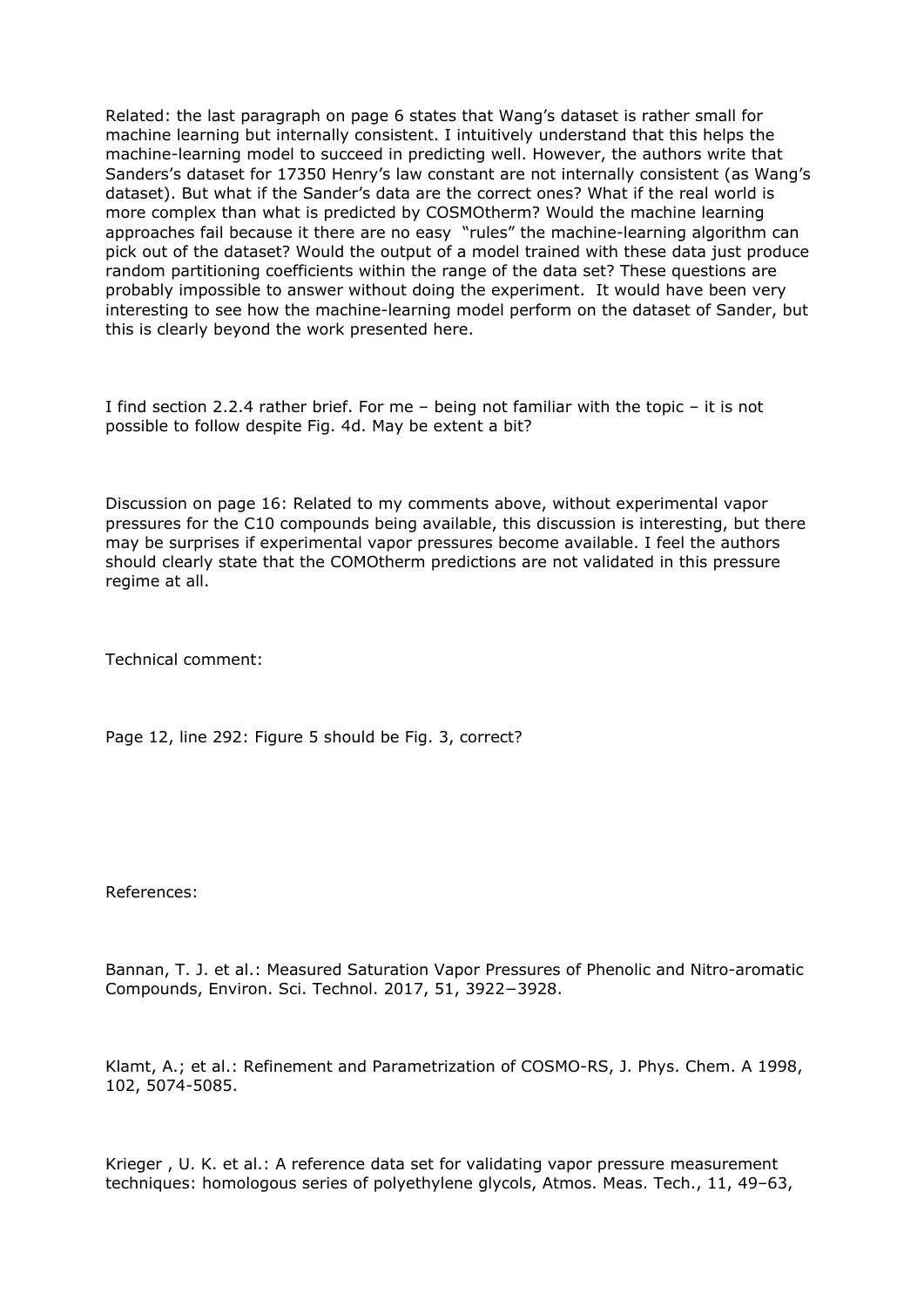Related: the last paragraph on page 6 states that Wang's dataset is rather small for machine learning but internally consistent. I intuitively understand that this helps the machine-learning model to succeed in predicting well. However, the authors write that Sanders's dataset for 17350 Henry's law constant are not internally consistent (as Wang's dataset). But what if the Sander's data are the correct ones? What if the real world is more complex than what is predicted by COSMOtherm? Would the machine learning approaches fail because it there are no easy "rules" the machine-learning algorithm can pick out of the dataset? Would the output of a model trained with these data just produce random partitioning coefficients within the range of the data set? These questions are probably impossible to answer without doing the experiment. It would have been very interesting to see how the machine-learning model perform on the dataset of Sander, but this is clearly beyond the work presented here.

I find section 2.2.4 rather brief. For me – being not familiar with the topic – it is not possible to follow despite Fig. 4d. May be extent a bit?

Discussion on page 16: Related to my comments above, without experimental vapor pressures for the C10 compounds being available, this discussion is interesting, but there may be surprises if experimental vapor pressures become available. I feel the authors should clearly state that the COMOtherm predictions are not validated in this pressure regime at all.

Technical comment:

Page 12, line 292: Figure 5 should be Fig. 3, correct?

References:

Bannan, T. J. et al.: Measured Saturation Vapor Pressures of Phenolic and Nitro-aromatic Compounds, Environ. Sci. Technol. 2017, 51, 3922−3928.

Klamt, A.; et al.: Refinement and Parametrization of COSMO-RS, J. Phys. Chem. A 1998, 102, 5074-5085.

Krieger , U. K. et al.: A reference data set for validating vapor pressure measurement techniques: homologous series of polyethylene glycols, Atmos. Meas. Tech., 11, 49–63,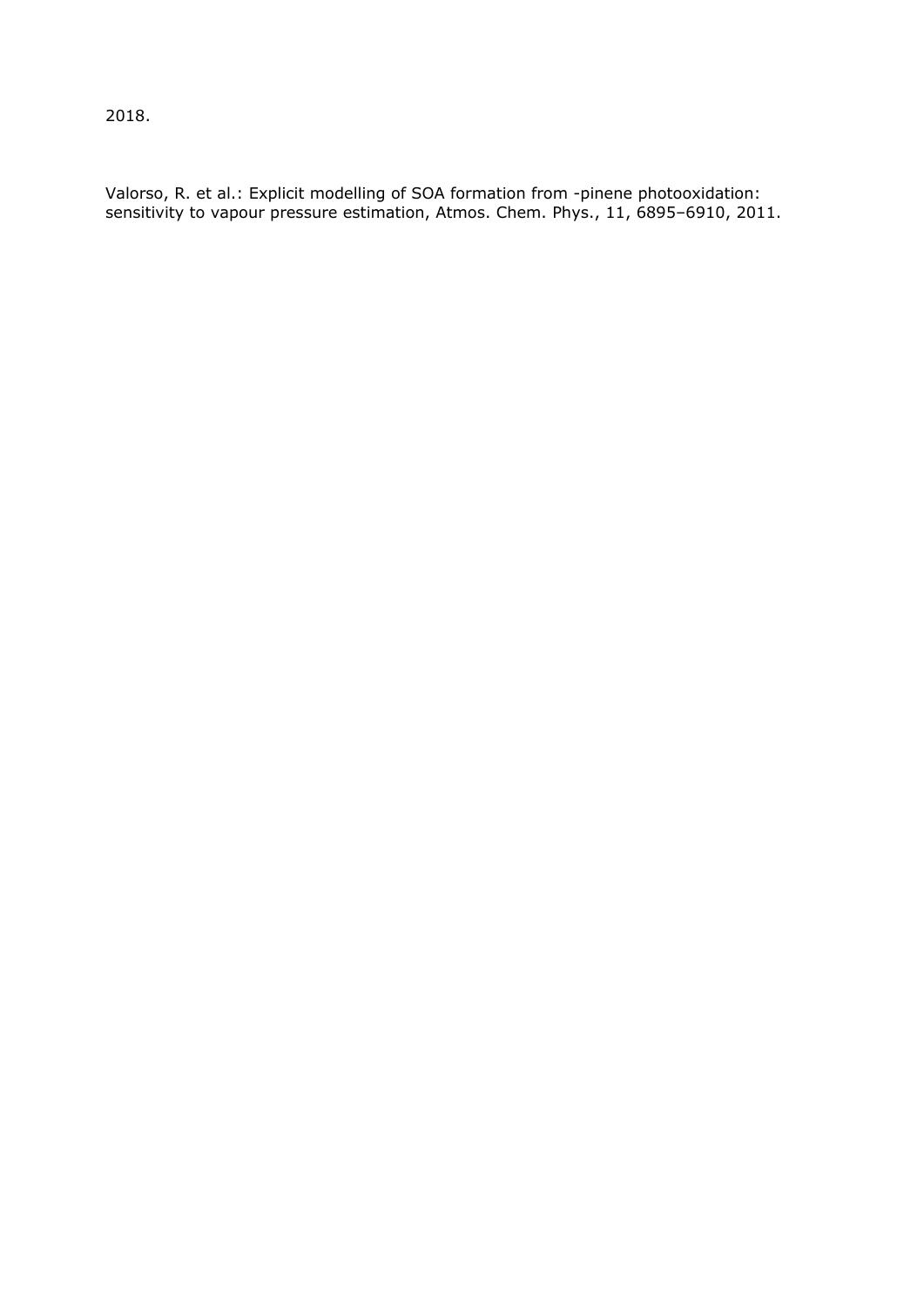2018.

Valorso, R. et al.: Explicit modelling of SOA formation from -pinene photooxidation: sensitivity to vapour pressure estimation, Atmos. Chem. Phys., 11, 6895–6910, 2011.